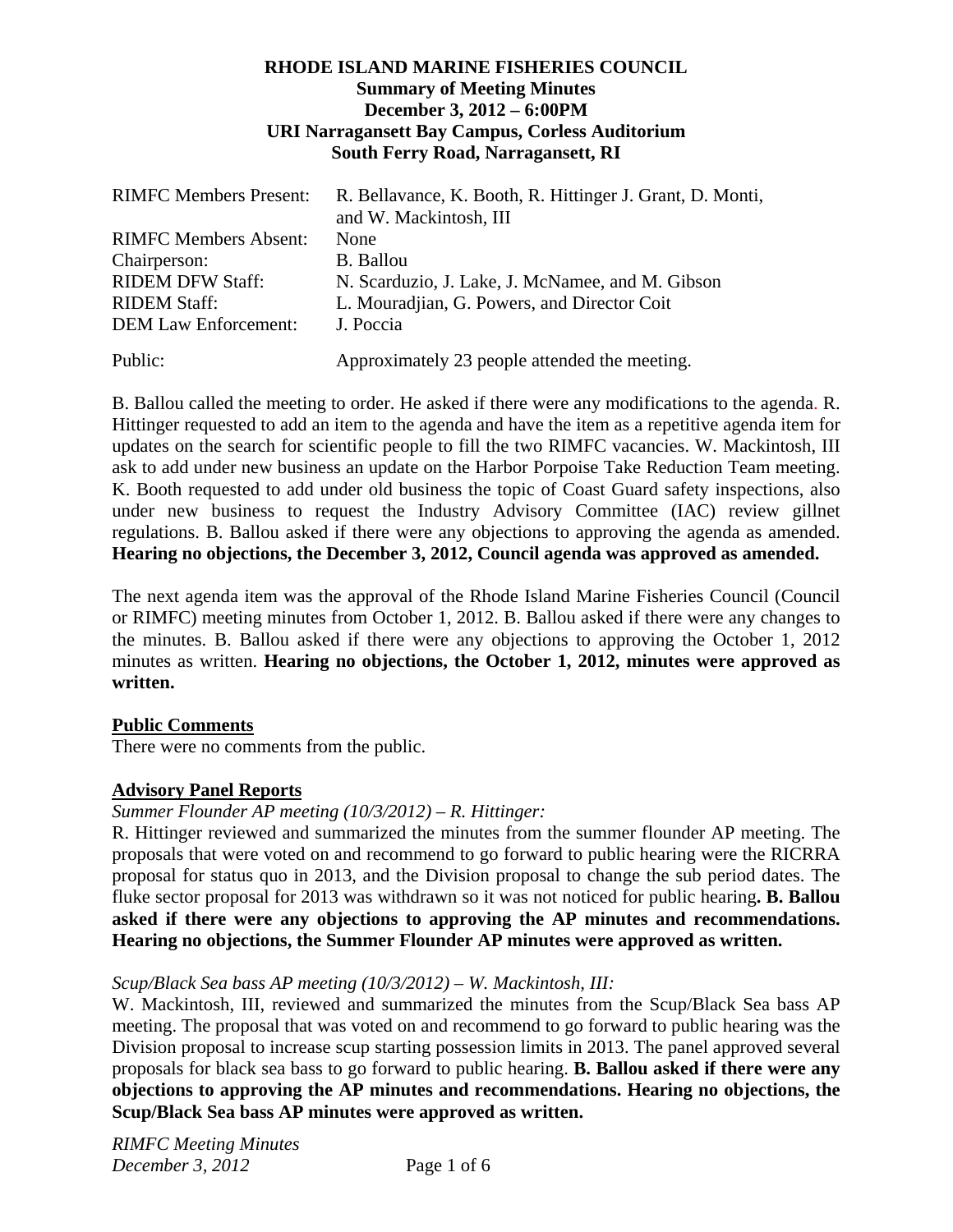**RHODE ISLAND MARINE FISHERIES COUNCIL**
**Summary of Meeting Minutes**
**December 3, 2012 – 6:00PM**
**URI Narragansett Bay Campus, Corless Auditorium**
**South Ferry Road, Narragansett, RI**

| | |
|---|---|
| RIMFC Members Present: | R. Bellavance, K. Booth, R. Hittinger J. Grant, D. Monti, and W. Mackintosh, III |
| RIMFC Members Absent: | None |
| Chairperson: | B. Ballou |
| RIDEM DFW Staff: | N. Scarduzio, J. Lake, J. McNamee, and M. Gibson |
| RIDEM Staff: | L. Mouradjian, G. Powers, and Director Coit |
| DEM Law Enforcement: | J. Poccia |
| Public: | Approximately 23 people attended the meeting. |

B. Ballou called the meeting to order. He asked if there were any modifications to the agenda. R. Hittinger requested to add an item to the agenda and have the item as a repetitive agenda item for updates on the search for scientific people to fill the two RIMFC vacancies. W. Mackintosh, III ask to add under new business an update on the Harbor Porpoise Take Reduction Team meeting. K. Booth requested to add under old business the topic of Coast Guard safety inspections, also under new business to request the Industry Advisory Committee (IAC) review gillnet regulations. B. Ballou asked if there were any objections to approving the agenda as amended. **Hearing no objections, the December 3, 2012, Council agenda was approved as amended.**

The next agenda item was the approval of the Rhode Island Marine Fisheries Council (Council or RIMFC) meeting minutes from October 1, 2012. B. Ballou asked if there were any changes to the minutes. B. Ballou asked if there were any objections to approving the October 1, 2012 minutes as written. **Hearing no objections, the October 1, 2012, minutes were approved as written.**

**Public Comments**

There were no comments from the public.

**Advisory Panel Reports**

*Summer Flounder AP meeting (10/3/2012) – R. Hittinger:*

R. Hittinger reviewed and summarized the minutes from the summer flounder AP meeting. The proposals that were voted on and recommend to go forward to public hearing were the RICRRA proposal for status quo in 2013, and the Division proposal to change the sub period dates. The fluke sector proposal for 2013 was withdrawn so it was not noticed for public hearing**. B. Ballou asked if there were any objections to approving the AP minutes and recommendations. Hearing no objections, the Summer Flounder AP minutes were approved as written.**

*Scup/Black Sea bass AP meeting (10/3/2012) – W. Mackintosh, III:*

W. Mackintosh, III, reviewed and summarized the minutes from the Scup/Black Sea bass AP meeting. The proposal that was voted on and recommend to go forward to public hearing was the Division proposal to increase scup starting possession limits in 2013. The panel approved several proposals for black sea bass to go forward to public hearing. **B. Ballou asked if there were any objections to approving the AP minutes and recommendations. Hearing no objections, the Scup/Black Sea bass AP minutes were approved as written.**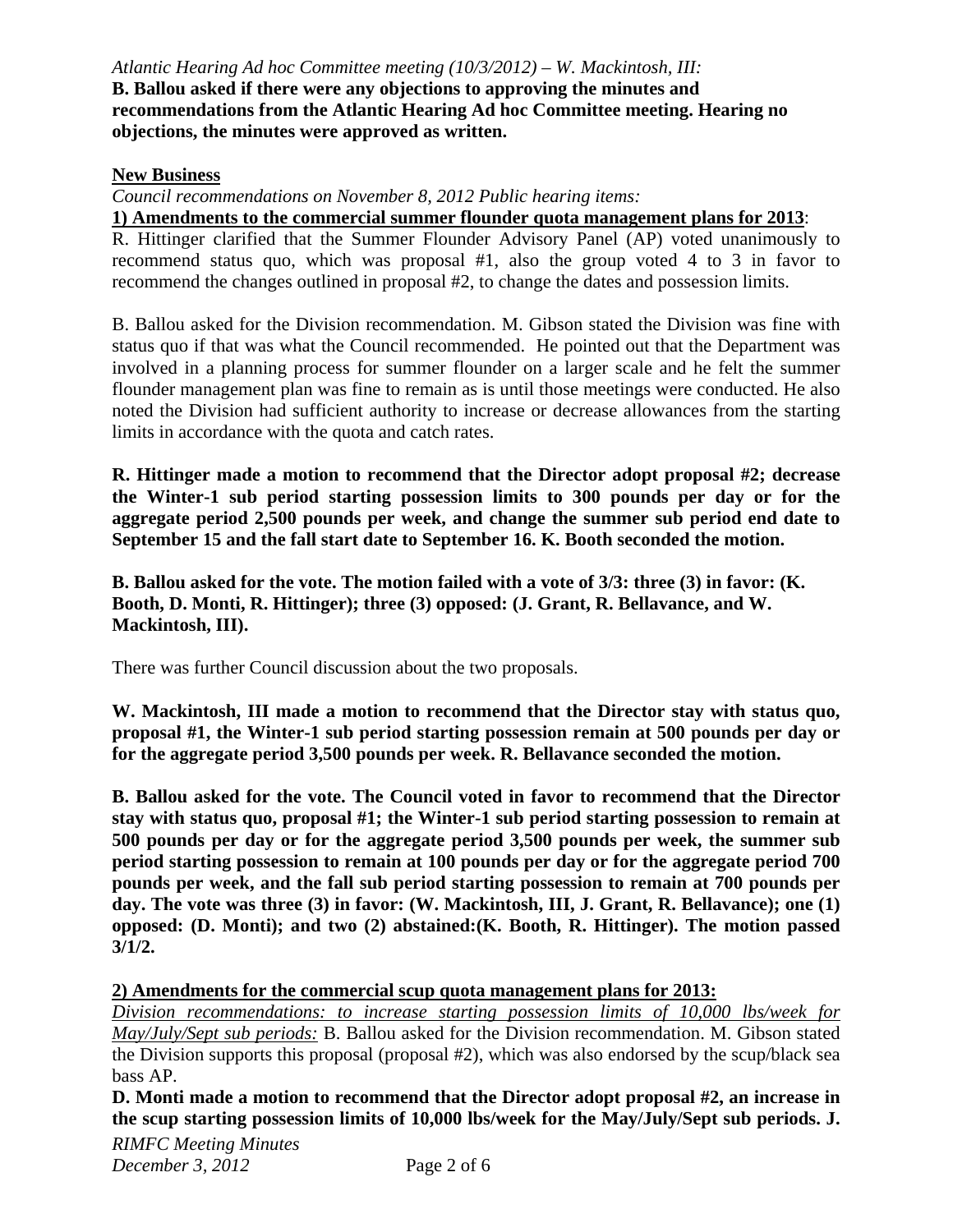*Atlantic Hearing Ad hoc Committee meeting (10/3/2012) – W. Mackintosh, III:*
**B. Ballou asked if there were any objections to approving the minutes and recommendations from the Atlantic Hearing Ad hoc Committee meeting. Hearing no objections, the minutes were approved as written.**

**New Business**

*Council recommendations on November 8, 2012 Public hearing items:*

**1) Amendments to the commercial summer flounder quota management plans for 2013**:
R. Hittinger clarified that the Summer Flounder Advisory Panel (AP) voted unanimously to recommend status quo, which was proposal #1, also the group voted 4 to 3 in favor to recommend the changes outlined in proposal #2, to change the dates and possession limits.

B. Ballou asked for the Division recommendation. M. Gibson stated the Division was fine with status quo if that was what the Council recommended. He pointed out that the Department was involved in a planning process for summer flounder on a larger scale and he felt the summer flounder management plan was fine to remain as is until those meetings were conducted. He also noted the Division had sufficient authority to increase or decrease allowances from the starting limits in accordance with the quota and catch rates.

**R. Hittinger made a motion to recommend that the Director adopt proposal #2; decrease the Winter-1 sub period starting possession limits to 300 pounds per day or for the aggregate period 2,500 pounds per week, and change the summer sub period end date to September 15 and the fall start date to September 16. K. Booth seconded the motion.**

**B. Ballou asked for the vote. The motion failed with a vote of 3/3: three (3) in favor: (K. Booth, D. Monti, R. Hittinger); three (3) opposed: (J. Grant, R. Bellavance, and W. Mackintosh, III).**

There was further Council discussion about the two proposals.

**W. Mackintosh, III made a motion to recommend that the Director stay with status quo, proposal #1, the Winter-1 sub period starting possession remain at 500 pounds per day or for the aggregate period 3,500 pounds per week. R. Bellavance seconded the motion.**

**B. Ballou asked for the vote. The Council voted in favor to recommend that the Director stay with status quo, proposal #1; the Winter-1 sub period starting possession to remain at 500 pounds per day or for the aggregate period 3,500 pounds per week, the summer sub period starting possession to remain at 100 pounds per day or for the aggregate period 700 pounds per week, and the fall sub period starting possession to remain at 700 pounds per day. The vote was three (3) in favor: (W. Mackintosh, III, J. Grant, R. Bellavance); one (1) opposed: (D. Monti); and two (2) abstained:(K. Booth, R. Hittinger). The motion passed 3/1/2.**

**2) Amendments for the commercial scup quota management plans for 2013:**
*Division recommendations: to increase starting possession limits of 10,000 lbs/week for May/July/Sept sub periods:* B. Ballou asked for the Division recommendation. M. Gibson stated the Division supports this proposal (proposal #2), which was also endorsed by the scup/black sea bass AP.

**D. Monti made a motion to recommend that the Director adopt proposal #2, an increase in the scup starting possession limits of 10,000 lbs/week for the May/July/Sept sub periods. J.**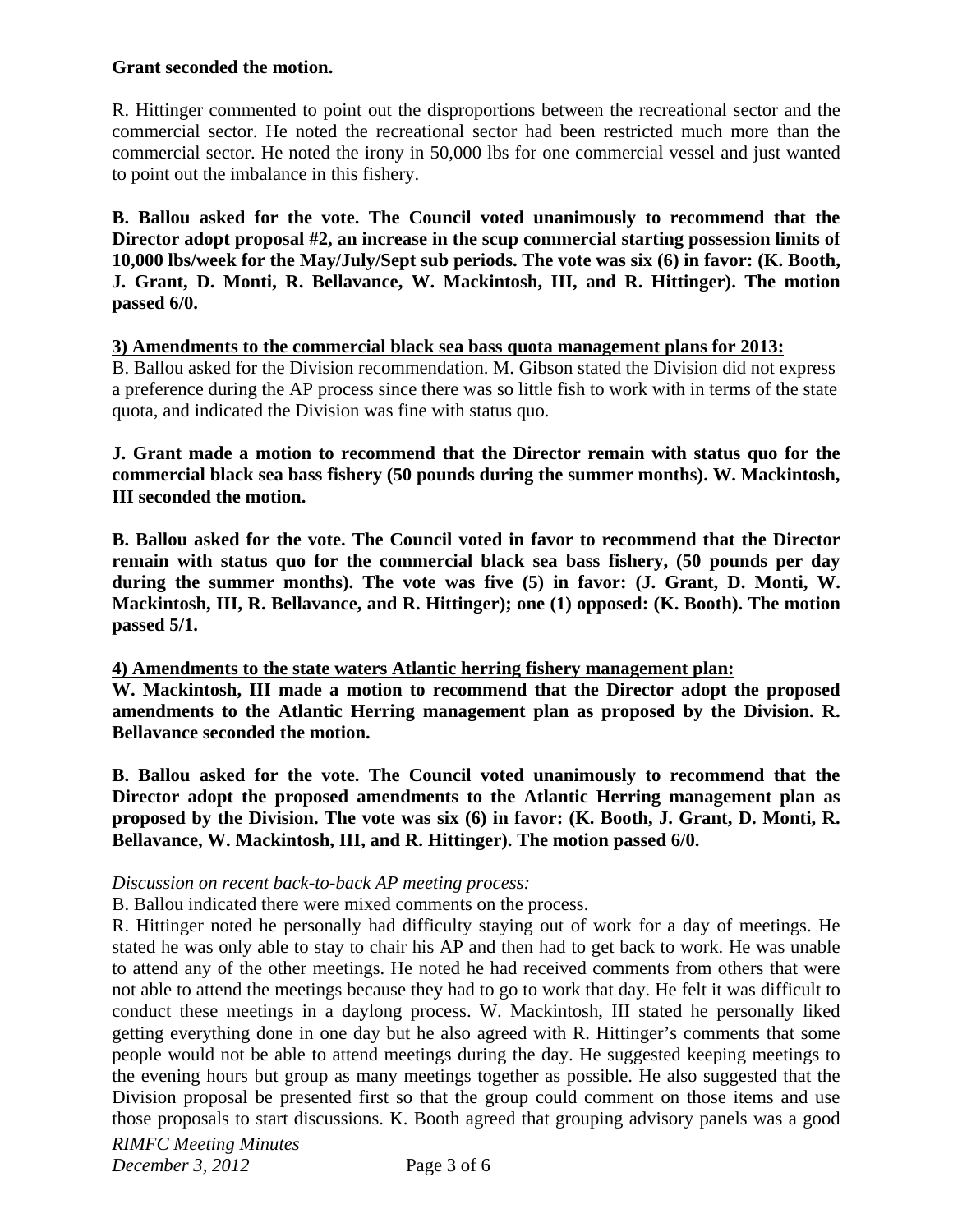**Grant seconded the motion.**

R. Hittinger commented to point out the disproportions between the recreational sector and the commercial sector. He noted the recreational sector had been restricted much more than the commercial sector. He noted the irony in 50,000 lbs for one commercial vessel and just wanted to point out the imbalance in this fishery.

**B. Ballou asked for the vote. The Council voted unanimously to recommend that the Director adopt proposal #2, an increase in the scup commercial starting possession limits of 10,000 lbs/week for the May/July/Sept sub periods. The vote was six (6) in favor: (K. Booth, J. Grant, D. Monti, R. Bellavance, W. Mackintosh, III, and R. Hittinger). The motion passed 6/0.**

**3) Amendments to the commercial black sea bass quota management plans for 2013:**

B. Ballou asked for the Division recommendation. M. Gibson stated the Division did not express a preference during the AP process since there was so little fish to work with in terms of the state quota, and indicated the Division was fine with status quo.

**J. Grant made a motion to recommend that the Director remain with status quo for the commercial black sea bass fishery (50 pounds during the summer months). W. Mackintosh, III seconded the motion.**

**B. Ballou asked for the vote. The Council voted in favor to recommend that the Director remain with status quo for the commercial black sea bass fishery, (50 pounds per day during the summer months). The vote was five (5) in favor: (J. Grant, D. Monti, W. Mackintosh, III, R. Bellavance, and R. Hittinger); one (1) opposed: (K. Booth). The motion passed 5/1.**

**4) Amendments to the state waters Atlantic herring fishery management plan:**

**W. Mackintosh, III made a motion to recommend that the Director adopt the proposed amendments to the Atlantic Herring management plan as proposed by the Division. R. Bellavance seconded the motion.**

**B. Ballou asked for the vote. The Council voted unanimously to recommend that the Director adopt the proposed amendments to the Atlantic Herring management plan as proposed by the Division. The vote was six (6) in favor: (K. Booth, J. Grant, D. Monti, R. Bellavance, W. Mackintosh, III, and R. Hittinger). The motion passed 6/0.**

*Discussion on recent back-to-back AP meeting process:*

B. Ballou indicated there were mixed comments on the process.

R. Hittinger noted he personally had difficulty staying out of work for a day of meetings. He stated he was only able to stay to chair his AP and then had to get back to work. He was unable to attend any of the other meetings. He noted he had received comments from others that were not able to attend the meetings because they had to go to work that day. He felt it was difficult to conduct these meetings in a daylong process. W. Mackintosh, III stated he personally liked getting everything done in one day but he also agreed with R. Hittinger's comments that some people would not be able to attend meetings during the day. He suggested keeping meetings to the evening hours but group as many meetings together as possible. He also suggested that the Division proposal be presented first so that the group could comment on those items and use those proposals to start discussions. K. Booth agreed that grouping advisory panels was a good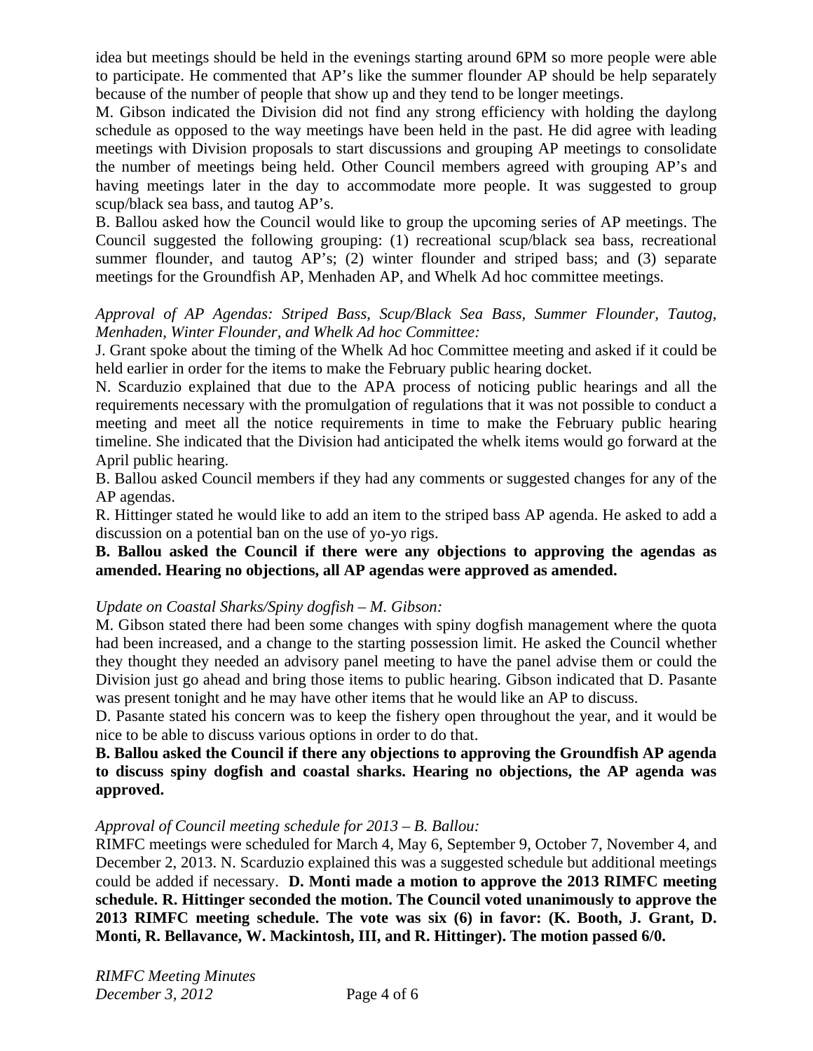idea but meetings should be held in the evenings starting around 6PM so more people were able to participate. He commented that AP's like the summer flounder AP should be help separately because of the number of people that show up and they tend to be longer meetings.

M. Gibson indicated the Division did not find any strong efficiency with holding the daylong schedule as opposed to the way meetings have been held in the past. He did agree with leading meetings with Division proposals to start discussions and grouping AP meetings to consolidate the number of meetings being held. Other Council members agreed with grouping AP's and having meetings later in the day to accommodate more people. It was suggested to group scup/black sea bass, and tautog AP's.

B. Ballou asked how the Council would like to group the upcoming series of AP meetings. The Council suggested the following grouping: (1) recreational scup/black sea bass, recreational summer flounder, and tautog AP's; (2) winter flounder and striped bass; and (3) separate meetings for the Groundfish AP, Menhaden AP, and Whelk Ad hoc committee meetings.

*Approval of AP Agendas: Striped Bass, Scup/Black Sea Bass, Summer Flounder, Tautog, Menhaden, Winter Flounder, and Whelk Ad hoc Committee:*

J. Grant spoke about the timing of the Whelk Ad hoc Committee meeting and asked if it could be held earlier in order for the items to make the February public hearing docket.

N. Scarduzio explained that due to the APA process of noticing public hearings and all the requirements necessary with the promulgation of regulations that it was not possible to conduct a meeting and meet all the notice requirements in time to make the February public hearing timeline. She indicated that the Division had anticipated the whelk items would go forward at the April public hearing.

B. Ballou asked Council members if they had any comments or suggested changes for any of the AP agendas.

R. Hittinger stated he would like to add an item to the striped bass AP agenda. He asked to add a discussion on a potential ban on the use of yo-yo rigs.

**B. Ballou asked the Council if there were any objections to approving the agendas as amended. Hearing no objections, all AP agendas were approved as amended.**

*Update on Coastal Sharks/Spiny dogfish – M. Gibson:*

M. Gibson stated there had been some changes with spiny dogfish management where the quota had been increased, and a change to the starting possession limit. He asked the Council whether they thought they needed an advisory panel meeting to have the panel advise them or could the Division just go ahead and bring those items to public hearing. Gibson indicated that D. Pasante was present tonight and he may have other items that he would like an AP to discuss.

D. Pasante stated his concern was to keep the fishery open throughout the year, and it would be nice to be able to discuss various options in order to do that.

**B. Ballou asked the Council if there any objections to approving the Groundfish AP agenda to discuss spiny dogfish and coastal sharks. Hearing no objections, the AP agenda was approved.**

*Approval of Council meeting schedule for 2013 – B. Ballou:*

RIMFC meetings were scheduled for March 4, May 6, September 9, October 7, November 4, and December 2, 2013. N. Scarduzio explained this was a suggested schedule but additional meetings could be added if necessary. **D. Monti made a motion to approve the 2013 RIMFC meeting schedule. R. Hittinger seconded the motion. The Council voted unanimously to approve the 2013 RIMFC meeting schedule. The vote was six (6) in favor: (K. Booth, J. Grant, D. Monti, R. Bellavance, W. Mackintosh, III, and R. Hittinger). The motion passed 6/0.**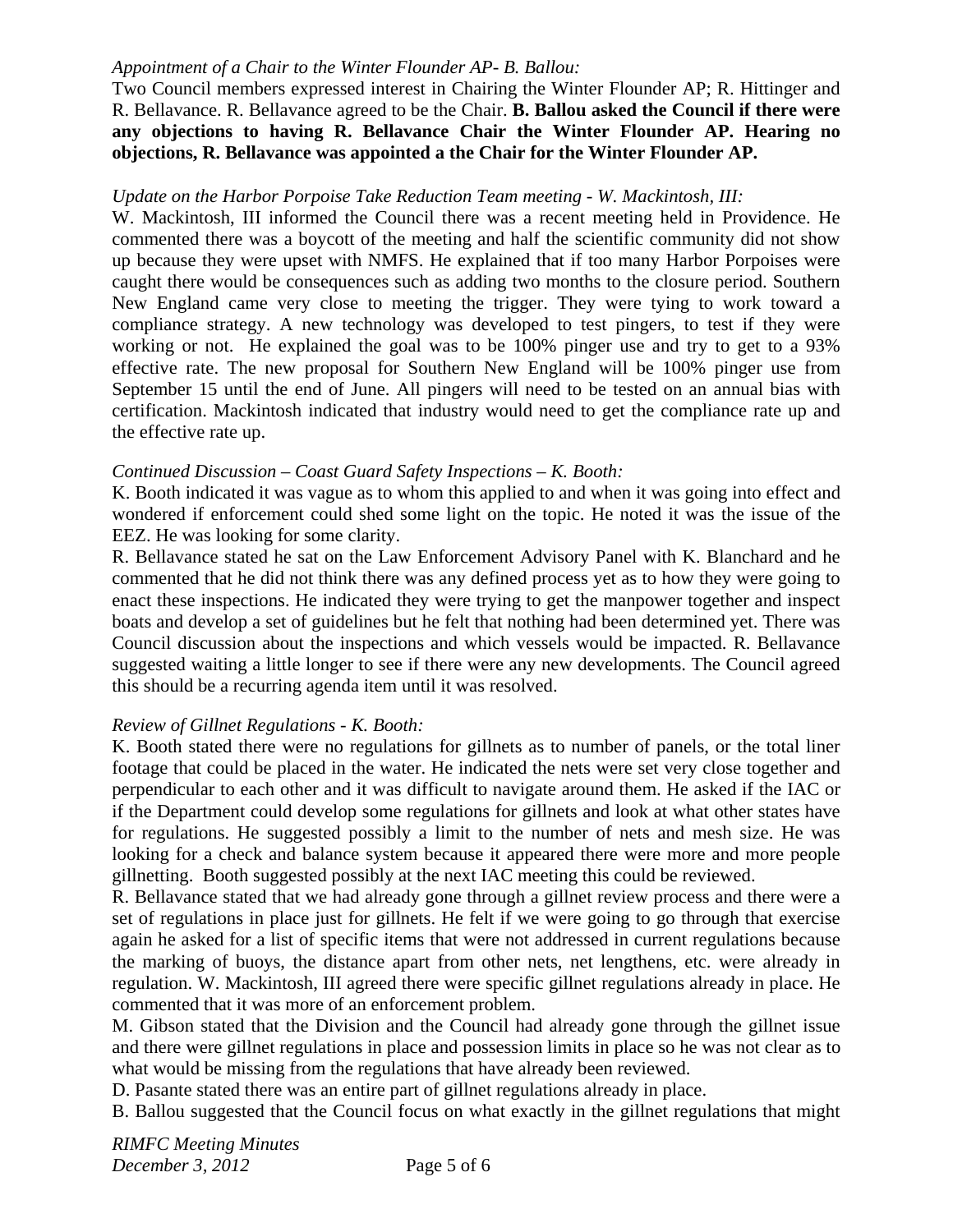*Appointment of a Chair to the Winter Flounder AP- B. Ballou:*

Two Council members expressed interest in Chairing the Winter Flounder AP; R. Hittinger and R. Bellavance. R. Bellavance agreed to be the Chair. **B. Ballou asked the Council if there were any objections to having R. Bellavance Chair the Winter Flounder AP. Hearing no objections, R. Bellavance was appointed a the Chair for the Winter Flounder AP.**

*Update on the Harbor Porpoise Take Reduction Team meeting - W. Mackintosh, III:*

W. Mackintosh, III informed the Council there was a recent meeting held in Providence. He commented there was a boycott of the meeting and half the scientific community did not show up because they were upset with NMFS. He explained that if too many Harbor Porpoises were caught there would be consequences such as adding two months to the closure period. Southern New England came very close to meeting the trigger. They were tying to work toward a compliance strategy. A new technology was developed to test pingers, to test if they were working or not. He explained the goal was to be 100% pinger use and try to get to a 93% effective rate. The new proposal for Southern New England will be 100% pinger use from September 15 until the end of June. All pingers will need to be tested on an annual bias with certification. Mackintosh indicated that industry would need to get the compliance rate up and the effective rate up.

*Continued Discussion – Coast Guard Safety Inspections – K. Booth:*

K. Booth indicated it was vague as to whom this applied to and when it was going into effect and wondered if enforcement could shed some light on the topic. He noted it was the issue of the EEZ. He was looking for some clarity.

R. Bellavance stated he sat on the Law Enforcement Advisory Panel with K. Blanchard and he commented that he did not think there was any defined process yet as to how they were going to enact these inspections. He indicated they were trying to get the manpower together and inspect boats and develop a set of guidelines but he felt that nothing had been determined yet. There was Council discussion about the inspections and which vessels would be impacted. R. Bellavance suggested waiting a little longer to see if there were any new developments. The Council agreed this should be a recurring agenda item until it was resolved.

*Review of Gillnet Regulations - K. Booth:*

K. Booth stated there were no regulations for gillnets as to number of panels, or the total liner footage that could be placed in the water. He indicated the nets were set very close together and perpendicular to each other and it was difficult to navigate around them. He asked if the IAC or if the Department could develop some regulations for gillnets and look at what other states have for regulations. He suggested possibly a limit to the number of nets and mesh size. He was looking for a check and balance system because it appeared there were more and more people gillnetting. Booth suggested possibly at the next IAC meeting this could be reviewed.

R. Bellavance stated that we had already gone through a gillnet review process and there were a set of regulations in place just for gillnets. He felt if we were going to go through that exercise again he asked for a list of specific items that were not addressed in current regulations because the marking of buoys, the distance apart from other nets, net lengthens, etc. were already in regulation. W. Mackintosh, III agreed there were specific gillnet regulations already in place. He commented that it was more of an enforcement problem.

M. Gibson stated that the Division and the Council had already gone through the gillnet issue and there were gillnet regulations in place and possession limits in place so he was not clear as to what would be missing from the regulations that have already been reviewed.

D. Pasante stated there was an entire part of gillnet regulations already in place.

B. Ballou suggested that the Council focus on what exactly in the gillnet regulations that might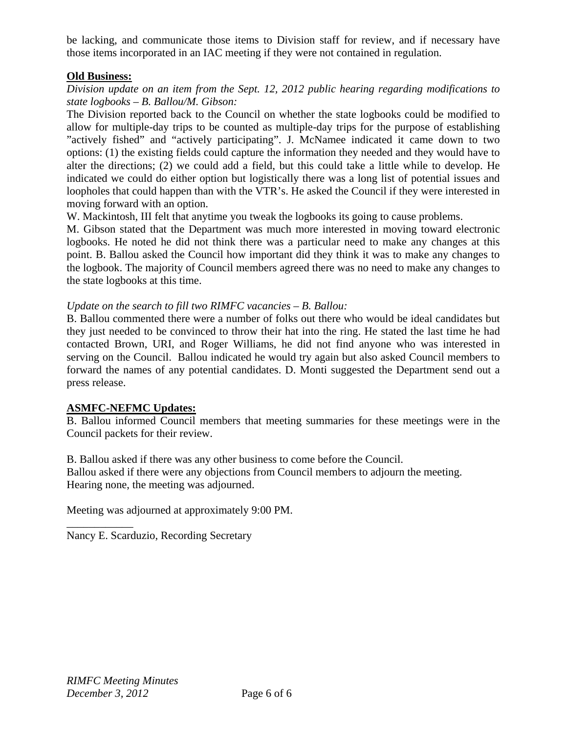be lacking, and communicate those items to Division staff for review, and if necessary have those items incorporated in an IAC meeting if they were not contained in regulation.

**Old Business:**

*Division update on an item from the Sept. 12, 2012 public hearing regarding modifications to state logbooks – B. Ballou/M. Gibson:*

The Division reported back to the Council on whether the state logbooks could be modified to allow for multiple-day trips to be counted as multiple-day trips for the purpose of establishing "actively fished" and "actively participating". J. McNamee indicated it came down to two options: (1) the existing fields could capture the information they needed and they would have to alter the directions; (2) we could add a field, but this could take a little while to develop. He indicated we could do either option but logistically there was a long list of potential issues and loopholes that could happen than with the VTR's. He asked the Council if they were interested in moving forward with an option.

W. Mackintosh, III felt that anytime you tweak the logbooks its going to cause problems.

M. Gibson stated that the Department was much more interested in moving toward electronic logbooks. He noted he did not think there was a particular need to make any changes at this point. B. Ballou asked the Council how important did they think it was to make any changes to the logbook. The majority of Council members agreed there was no need to make any changes to the state logbooks at this time.

*Update on the search to fill two RIMFC vacancies – B. Ballou:*

B. Ballou commented there were a number of folks out there who would be ideal candidates but they just needed to be convinced to throw their hat into the ring. He stated the last time he had contacted Brown, URI, and Roger Williams, he did not find anyone who was interested in serving on the Council. Ballou indicated he would try again but also asked Council members to forward the names of any potential candidates. D. Monti suggested the Department send out a press release.

**ASMFC-NEFMC Updates:**

B. Ballou informed Council members that meeting summaries for these meetings were in the Council packets for their review.

B. Ballou asked if there was any other business to come before the Council.
Ballou asked if there were any objections from Council members to adjourn the meeting.
Hearing none, the meeting was adjourned.

Meeting was adjourned at approximately 9:00 PM.

____________
Nancy E. Scarduzio, Recording Secretary